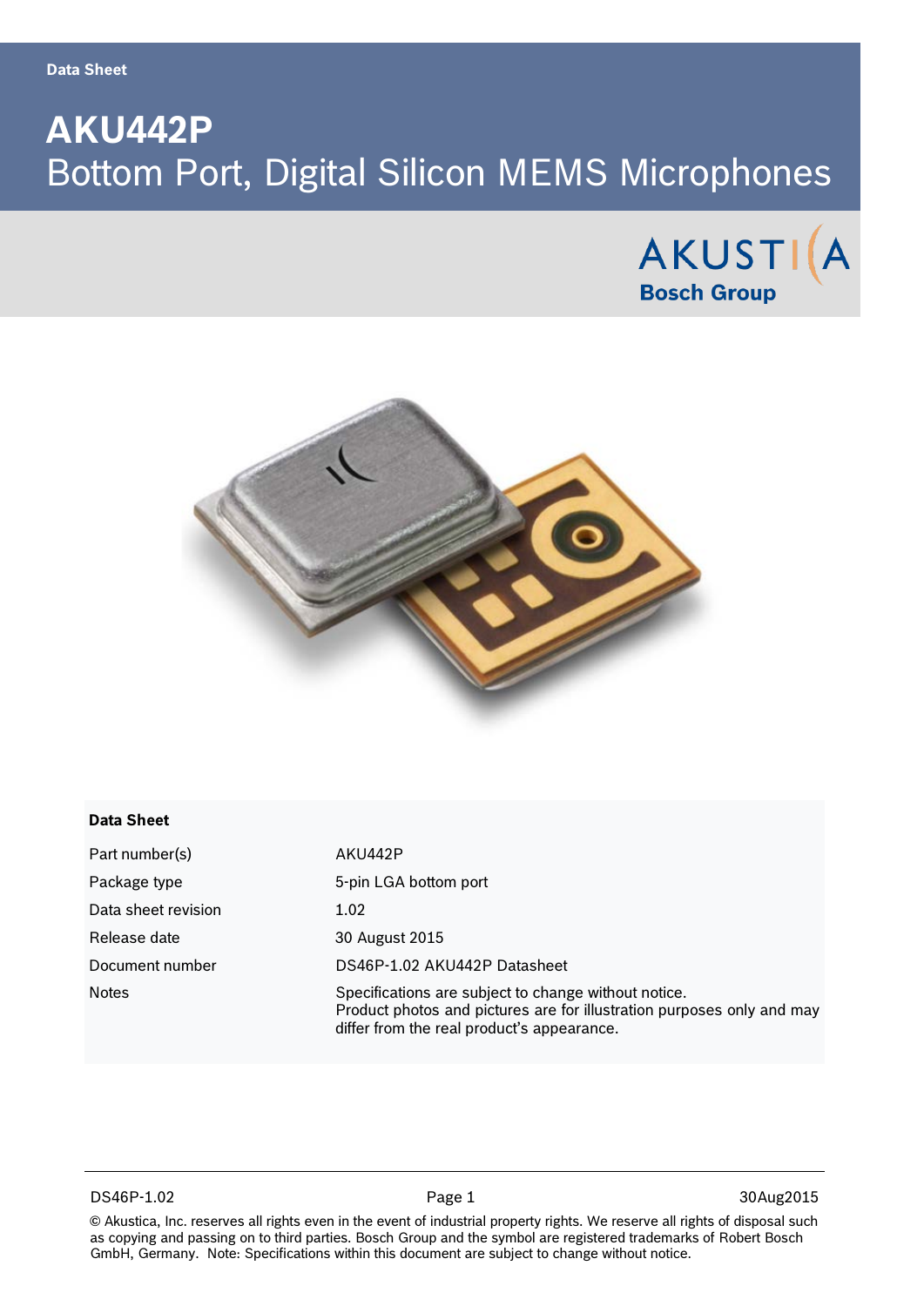Data Sheet

# AKU442P

## Bottom Port, Digital Silicon MEMS Microphones

AKUSTICA
Bosch Group

**Data Sheet**

| | |
|---|---|
| Part number(s) | AKU442P |
| Package type | 5-pin LGA bottom port |
| Data sheet revision | 1.02 |
| Release date | 30 August 2015 |
| Document number | DS46P-1.02 AKU442P Datasheet |
| Notes | Specifications are subject to change without notice. Product photos and pictures are for illustration purposes only and may differ from the real product's appearance. |

© Akustica, Inc. reserves all rights even in the event of industrial property rights. We reserve all rights of disposal such as copying and passing on to third parties. Bosch Group and the symbol are registered trademarks of Robert Bosch GmbH, Germany. Note: Specifications within this document are subject to change without notice.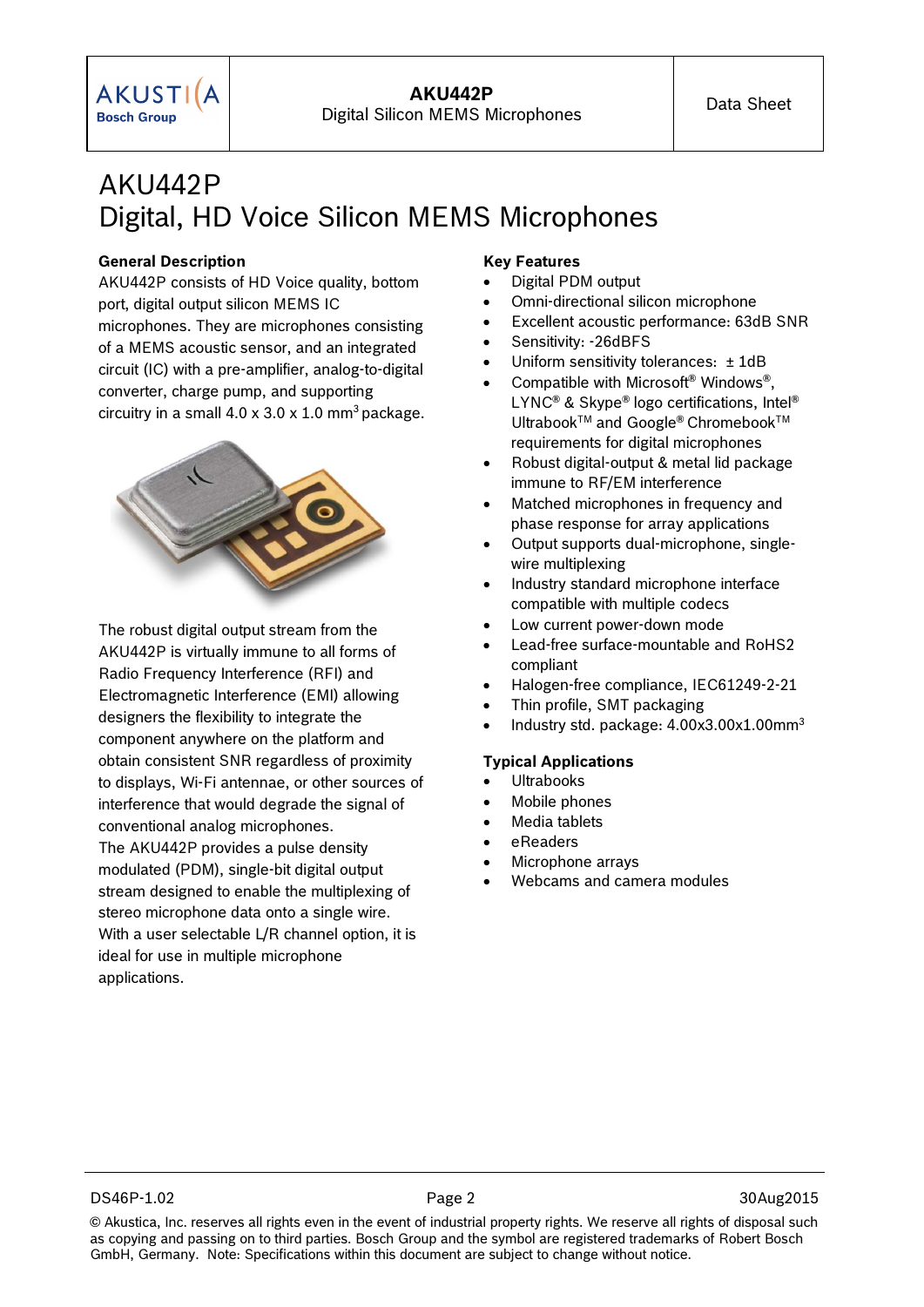# AKU442P
# Digital, HD Voice Silicon MEMS Microphones

**General Description**

AKU442P consists of HD Voice quality, bottom port, digital output silicon MEMS IC microphones. They are microphones consisting of a MEMS acoustic sensor, and an integrated circuit (IC) with a pre-amplifier, analog-to-digital converter, charge pump, and supporting circuitry in a small 4.0 x 3.0 x 1.0 mm$^3$ package.

The robust digital output stream from the AKU442P is virtually immune to all forms of Radio Frequency Interference (RFI) and Electromagnetic Interference (EMI) allowing designers the flexibility to integrate the component anywhere on the platform and obtain consistent SNR regardless of proximity to displays, Wi-Fi antennae, or other sources of interference that would degrade the signal of conventional analog microphones.

The AKU442P provides a pulse density modulated (PDM), single-bit digital output stream designed to enable the multiplexing of stereo microphone data onto a single wire. With a user selectable L/R channel option, it is ideal for use in multiple microphone applications.

**Key Features**

- Digital PDM output
- Omni-directional silicon microphone
- Excellent acoustic performance: 63dB SNR
- Sensitivity: -26dBFS
- Uniform sensitivity tolerances: ± 1dB
- Compatible with Microsoft® Windows®, LYNC® & Skype® logo certifications, Intel® Ultrabook™ and Google® Chromebook™ requirements for digital microphones
- Robust digital-output & metal lid package immune to RF/EM interference
- Matched microphones in frequency and phase response for array applications
- Output supports dual-microphone, single-wire multiplexing
- Industry standard microphone interface compatible with multiple codecs
- Low current power-down mode
- Lead-free surface-mountable and RoHS2 compliant
- Halogen-free compliance, IEC61249-2-21
- Thin profile, SMT packaging
- Industry std. package: 4.00x3.00x1.00mm$^3$

**Typical Applications**

- Ultrabooks
- Mobile phones
- Media tablets
- eReaders
- Microphone arrays
- Webcams and camera modules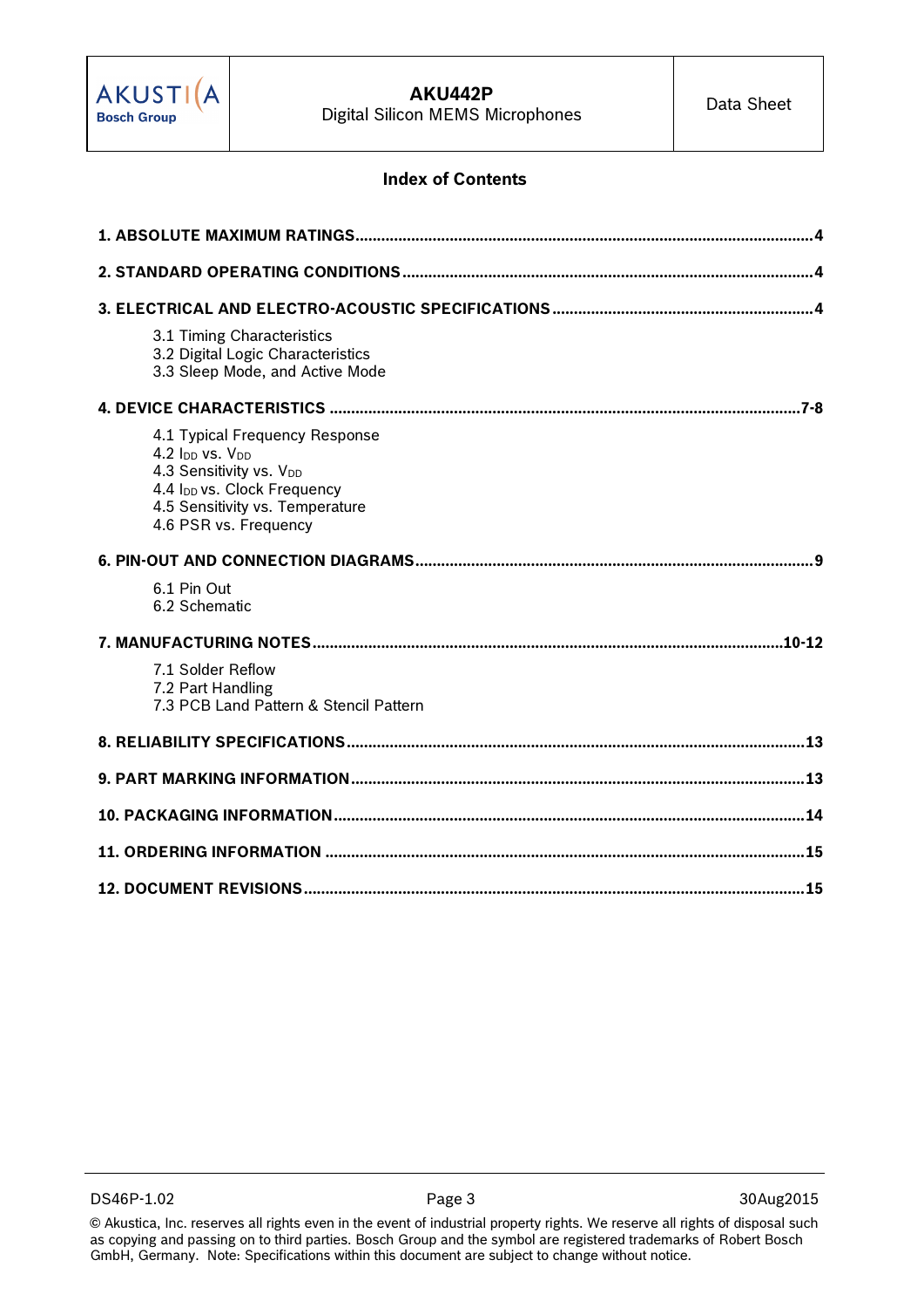## Index of Contents

**1. ABSOLUTE MAXIMUM RATINGS ........................................................................................................ 4**

**2. STANDARD OPERATING CONDITIONS .............................................................................................. 4**

**3. ELECTRICAL AND ELECTRO-ACOUSTIC SPECIFICATIONS ........................................................... 4**

- 3.1 Timing Characteristics
- 3.2 Digital Logic Characteristics
- 3.3 Sleep Mode, and Active Mode

**4. DEVICE CHARACTERISTICS ........................................................................................................... 7-8**

- 4.1 Typical Frequency Response
- 4.2 $I_{DD}$ vs. $V_{DD}$
- 4.3 Sensitivity vs. $V_{DD}$
- 4.4 $I_{DD}$ vs. Clock Frequency
- 4.5 Sensitivity vs. Temperature
- 4.6 PSR vs. Frequency

**6. PIN-OUT AND CONNECTION DIAGRAMS .......................................................................................... 9**

- 6.1 Pin Out
- 6.2 Schematic

**7. MANUFACTURING NOTES ............................................................................................................ 10-12**

- 7.1 Solder Reflow
- 7.2 Part Handling
- 7.3 PCB Land Pattern & Stencil Pattern

**8. RELIABILITY SPECIFICATIONS ........................................................................................................ 13**

**9. PART MARKING INFORMATION ....................................................................................................... 13**

**10. PACKAGING INFORMATION ........................................................................................................... 14**

**11. ORDERING INFORMATION ............................................................................................................. 15**

**12. DOCUMENT REVISIONS .................................................................................................................. 15**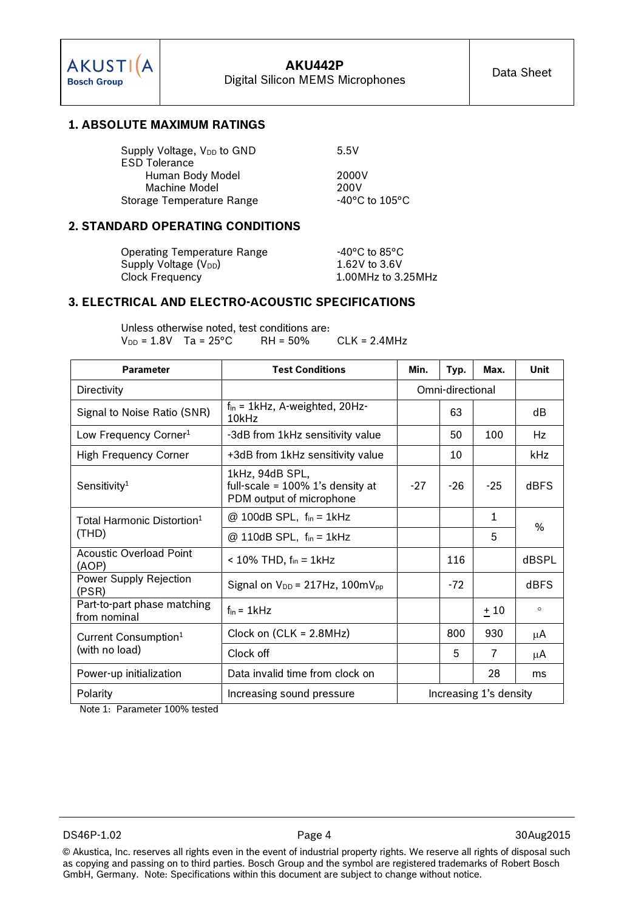## 1. ABSOLUTE MAXIMUM RATINGS

| | |
|---|---|
| Supply Voltage, $V_{DD}$ to GND | 5.5V |
| ESD Tolerance | |
| Human Body Model | 2000V |
| Machine Model | 200V |
| Storage Temperature Range | -40°C to 105°C |

## 2. STANDARD OPERATING CONDITIONS

| | |
|---|---|
| Operating Temperature Range | -40°C to 85°C |
| Supply Voltage ($V_{DD}$) | 1.62V to 3.6V |
| Clock Frequency | 1.00MHz to 3.25MHz |

## 3. ELECTRICAL AND ELECTRO-ACOUSTIC SPECIFICATIONS

Unless otherwise noted, test conditions are:
$V_{DD}$ = 1.8V Ta = 25°C RH = 50% CLK = 2.4MHz

| Parameter | Test Conditions | Min. | Typ. | Max. | Unit |
|---|---|---|---|---|---|
| Directivity | | Omni-directional | | | |
| Signal to Noise Ratio (SNR) | $f_{in}$ = 1kHz, A-weighted, 20Hz-10kHz | | 63 | | dB |
| Low Frequency Corner[1] | -3dB from 1kHz sensitivity value | | 50 | 100 | Hz |
| High Frequency Corner | +3dB from 1kHz sensitivity value | | 10 | | kHz |
| Sensitivity[1] | 1kHz, 94dB SPL, full-scale = 100% 1's density at PDM output of microphone | -27 | -26 | -25 | dBFS |
| Total Harmonic Distortion[1] (THD) | @ 100dB SPL, $f_{in}$ = 1kHz | | | 1 | % |
| | @ 110dB SPL, $f_{in}$ = 1kHz | | | 5 | % |
| Acoustic Overload Point (AOP) | < 10% THD, $f_{in}$ = 1kHz | | 116 | | dBSPL |
| Power Supply Rejection (PSR) | Signal on $V_{DD}$ = 217Hz, 100mV$_{pp}$ | | -72 | | dBFS |
| Part-to-part phase matching from nominal | $f_{in}$ = 1kHz | | | ± 10 | ° |
| Current Consumption[1] (with no load) | Clock on (CLK = 2.8MHz) | | 800 | 930 | µA |
| | Clock off | | 5 | 7 | µA |
| Power-up initialization | Data invalid time from clock on | | | 28 | ms |
| Polarity | Increasing sound pressure | Increasing 1's density | | | |

Note 1: Parameter 100% tested

DS46P-1.02 30Aug2015

© Akustica, Inc. reserves all rights even in the event of industrial property rights. We reserve all rights of disposal such as copying and passing on to third parties. Bosch Group and the symbol are registered trademarks of Robert Bosch GmbH, Germany. Note: Specifications within this document are subject to change without notice.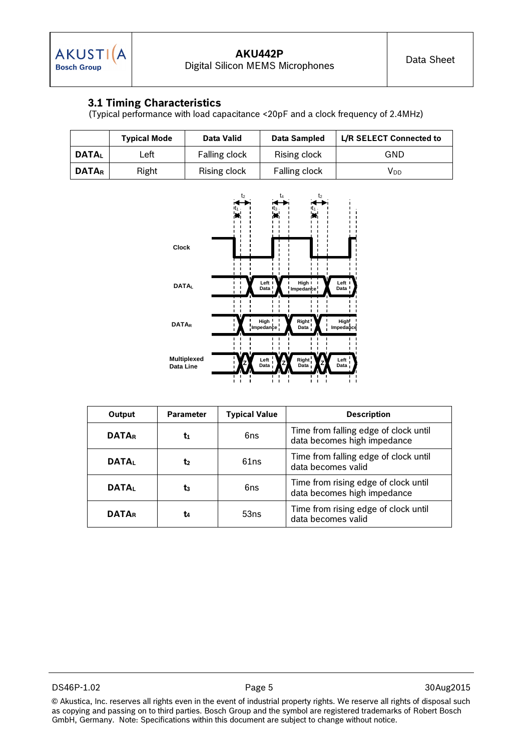### 3.1 Timing Characteristics

(Typical performance with load capacitance <20pF and a clock frequency of 2.4MHz)

| | Typical Mode | Data Valid | Data Sampled | L/R SELECT Connected to |
|---|---|---|---|---|
| **$DATA_L$** | Left | Falling clock | Rising clock | GND |
| **$DATA_R$** | Right | Rising clock | Falling clock | $V_{DD}$ |

| Output | Parameter | Typical Value | Description |
|---|---|---|---|
| **$DATA_R$** | $t_1$ | 6ns | Time from falling edge of clock until data becomes high impedance |
| **$DATA_L$** | $t_2$ | 61ns | Time from falling edge of clock until data becomes valid |
| **$DATA_L$** | $t_3$ | 6ns | Time from rising edge of clock until data becomes high impedance |
| **$DATA_R$** | $t_4$ | 53ns | Time from rising edge of clock until data becomes valid |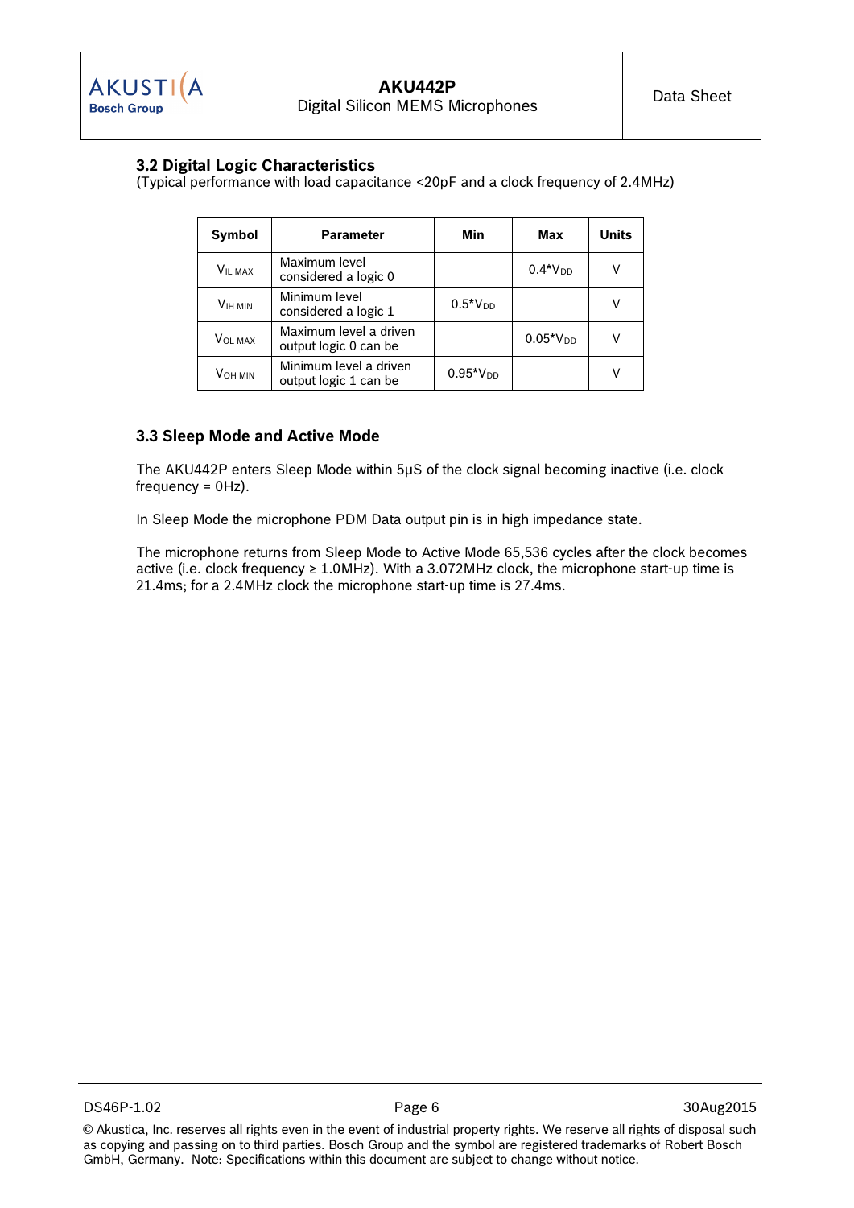### 3.2 Digital Logic Characteristics

(Typical performance with load capacitance <20pF and a clock frequency of 2.4MHz)

| Symbol | Parameter | Min | Max | Units |
|---|---|---|---|---|
| $V_{IL\ MAX}$ | Maximum level considered a logic 0 | | $0.4{*}V_{DD}$ | V |
| $V_{IH\ MIN}$ | Minimum level considered a logic 1 | $0.5{*}V_{DD}$ | | V |
| $V_{OL\ MAX}$ | Maximum level a driven output logic 0 can be | | $0.05{*}V_{DD}$ | V |
| $V_{OH\ MIN}$ | Minimum level a driven output logic 1 can be | $0.95{*}V_{DD}$ | | V |

### 3.3 Sleep Mode and Active Mode

The AKU442P enters Sleep Mode within 5µS of the clock signal becoming inactive (i.e. clock frequency = 0Hz).

In Sleep Mode the microphone PDM Data output pin is in high impedance state.

The microphone returns from Sleep Mode to Active Mode 65,536 cycles after the clock becomes active (i.e. clock frequency ≥ 1.0MHz). With a 3.072MHz clock, the microphone start-up time is 21.4ms; for a 2.4MHz clock the microphone start-up time is 27.4ms.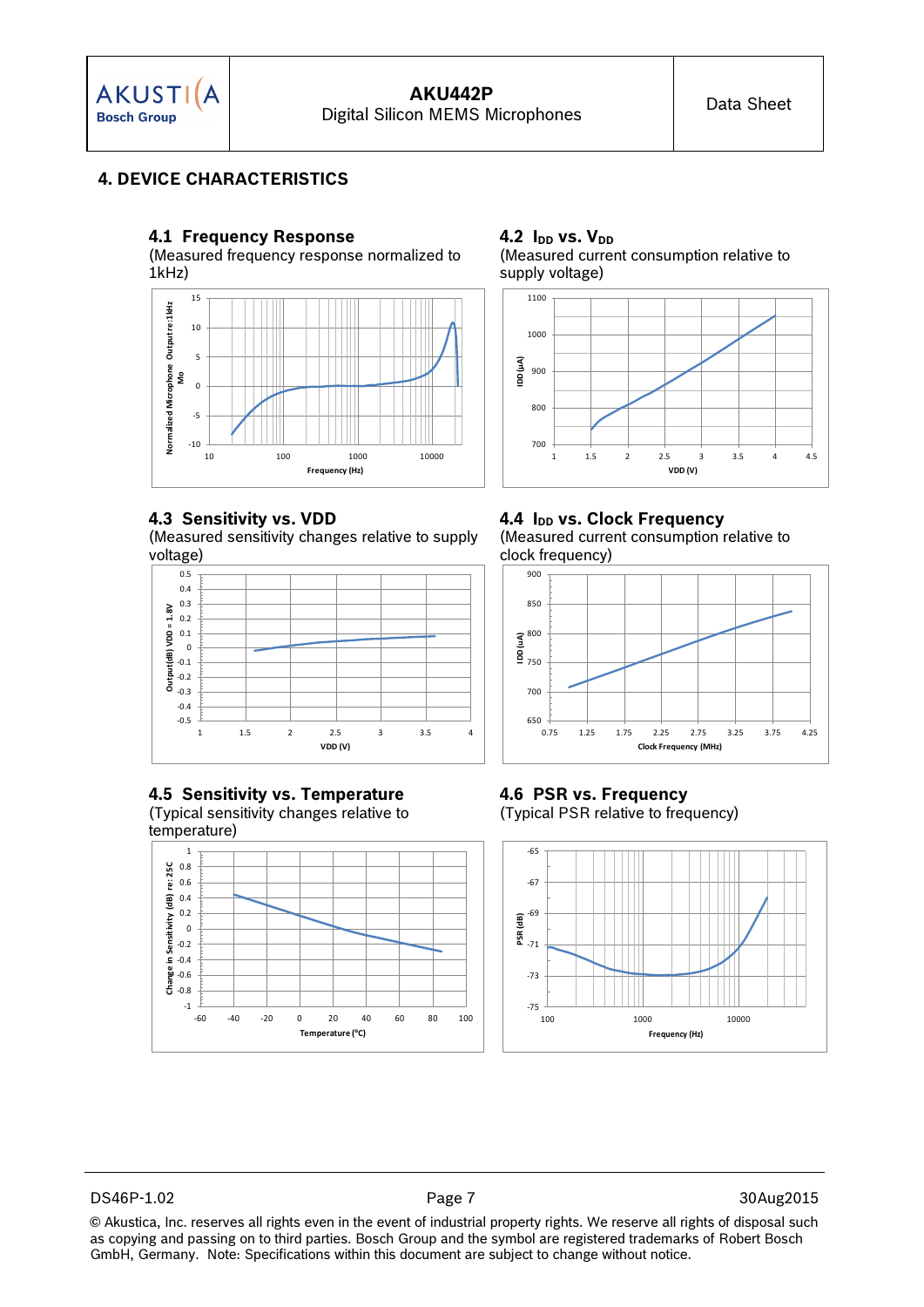# 4. DEVICE CHARACTERISTICS

## 4.1 Frequency Response

(Measured frequency response normalized to 1kHz)

## 4.2 $I_{DD}$ vs. $V_{DD}$

(Measured current consumption relative to supply voltage)

## 4.3 Sensitivity vs. VDD

(Measured sensitivity changes relative to supply voltage)

## 4.4 $I_{DD}$ vs. Clock Frequency

(Measured current consumption relative to clock frequency)

## 4.5 Sensitivity vs. Temperature

(Typical sensitivity changes relative to temperature)

## 4.6 PSR vs. Frequency

(Typical PSR relative to frequency)

DS46P-1.02 Page 7 30Aug2015

© Akustica, Inc. reserves all rights even in the event of industrial property rights. We reserve all rights of disposal such as copying and passing on to third parties. Bosch Group and the symbol are registered trademarks of Robert Bosch GmbH, Germany. Note: Specifications within this document are subject to change without notice.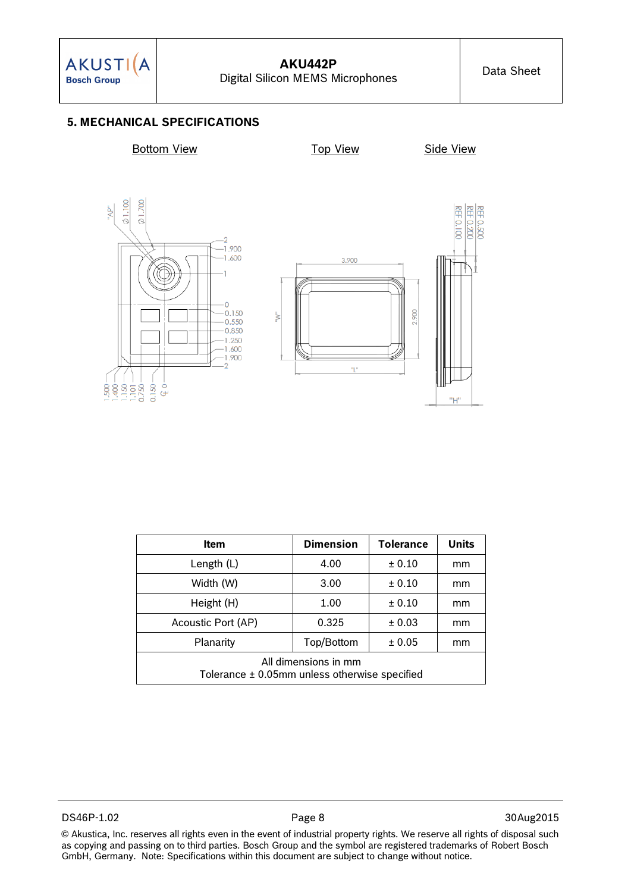## 5. MECHANICAL SPECIFICATIONS

Bottom View    Top View    Side View

| Item | Dimension | Tolerance | Units |
|---|---|---|---|
| Length (L) | 4.00 | ± 0.10 | mm |
| Width (W) | 3.00 | ± 0.10 | mm |
| Height (H) | 1.00 | ± 0.10 | mm |
| Acoustic Port (AP) | 0.325 | ± 0.03 | mm |
| Planarity | Top/Bottom | ± 0.05 | mm |
| All dimensions in mm<br>Tolerance ± 0.05mm unless otherwise specified | | | |

DS46P-1.02    Page 8    30Aug2015

© Akustica, Inc. reserves all rights even in the event of industrial property rights. We reserve all rights of disposal such as copying and passing on to third parties. Bosch Group and the symbol are registered trademarks of Robert Bosch GmbH, Germany. Note: Specifications within this document are subject to change without notice.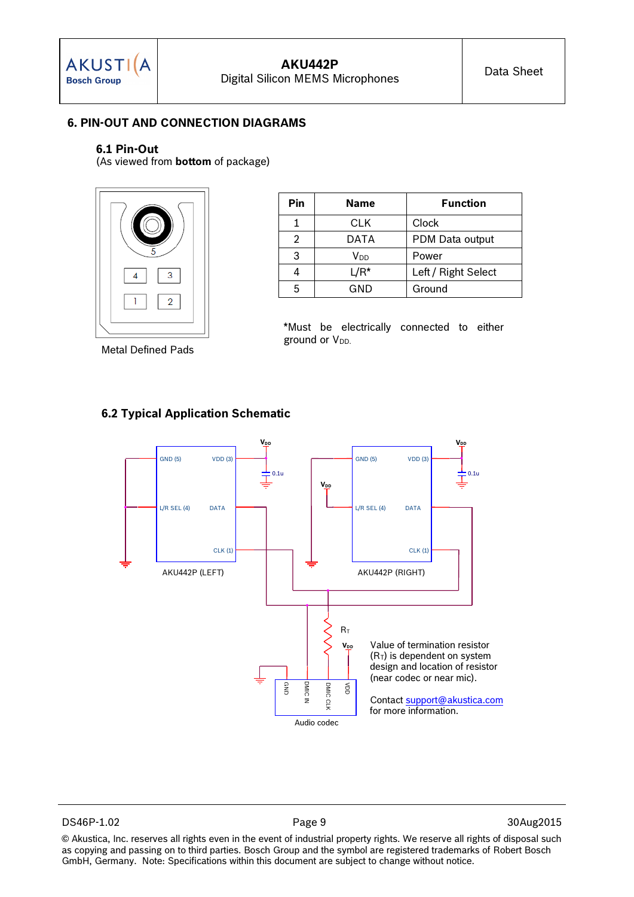## 6. PIN-OUT AND CONNECTION DIAGRAMS

### 6.1 Pin-Out

(As viewed from **bottom** of package)

Metal Defined Pads

| Pin | Name | Function |
|---|---|---|
| 1 | CLK | Clock |
| 2 | DATA | PDM Data output |
| 3 | $V_{DD}$ | Power |
| 4 | L/R* | Left / Right Select |
| 5 | GND | Ground |

*Must be electrically connected to either ground or $V_{DD}$.

### 6.2 Typical Application Schematic

AKU442P (LEFT)

AKU442P (RIGHT)

Audio codec

Value of termination resistor ($R_T$) is dependent on system design and location of resistor (near codec or near mic).

Contact support@akustica.com for more information.

© Akustica, Inc. reserves all rights even in the event of industrial property rights. We reserve all rights of disposal such as copying and passing on to third parties. Bosch Group and the symbol are registered trademarks of Robert Bosch GmbH, Germany. Note: Specifications within this document are subject to change without notice.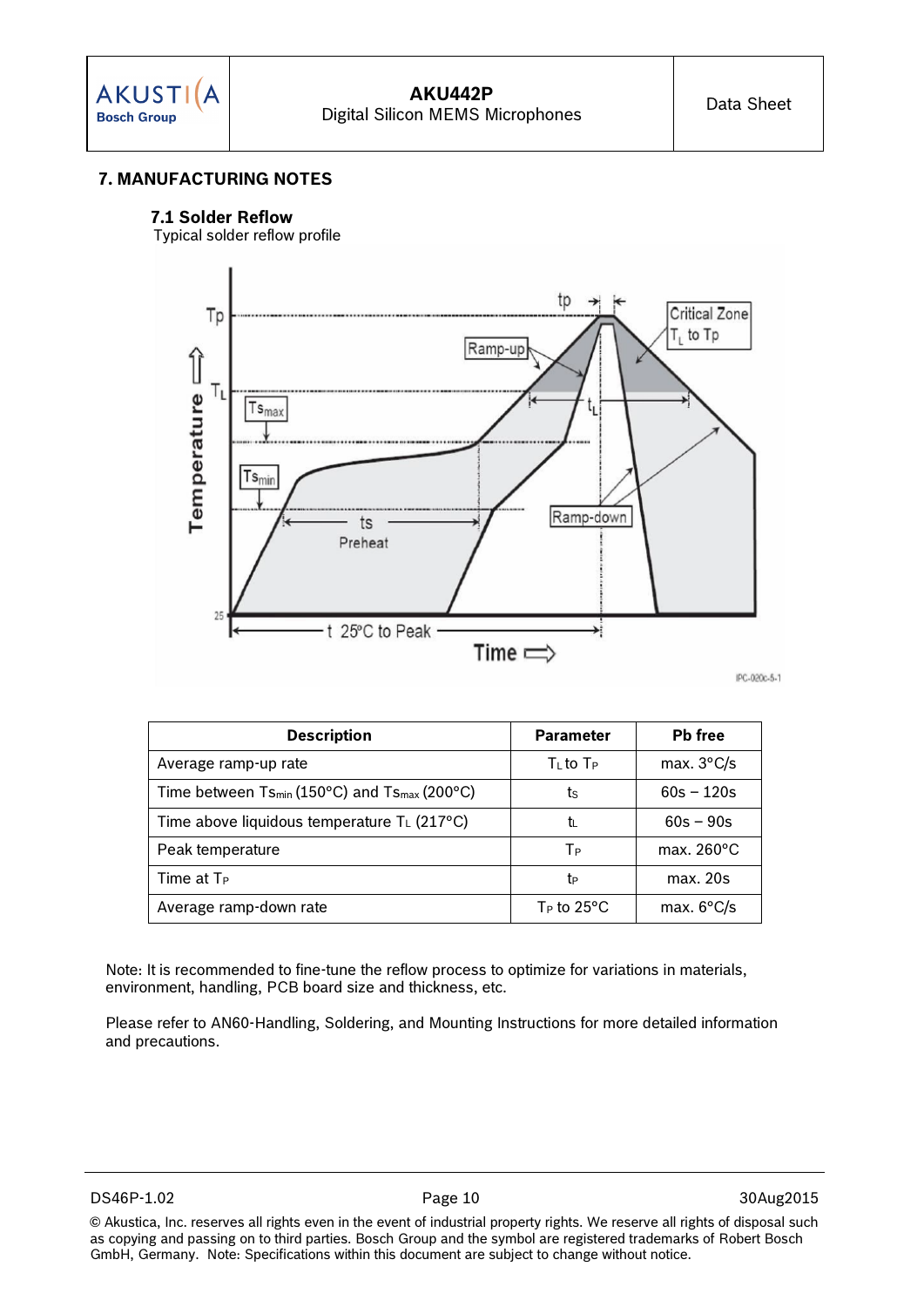# 7. MANUFACTURING NOTES

## 7.1 Solder Reflow

Typical solder reflow profile

| Description | Parameter | Pb free |
|---|---|---|
| Average ramp-up rate | $T_L$ to $T_P$ | max. 3°C/s |
| Time between $Ts_{min}$ (150°C) and $Ts_{max}$ (200°C) | $t_S$ | 60s – 120s |
| Time above liquidous temperature $T_L$ (217°C) | $t_L$ | 60s – 90s |
| Peak temperature | $T_P$ | max. 260°C |
| Time at $T_P$ | $t_P$ | max. 20s |
| Average ramp-down rate | $T_P$ to 25°C | max. 6°C/s |

Note: It is recommended to fine-tune the reflow process to optimize for variations in materials, environment, handling, PCB board size and thickness, etc.

Please refer to AN60-Handling, Soldering, and Mounting Instructions for more detailed information and precautions.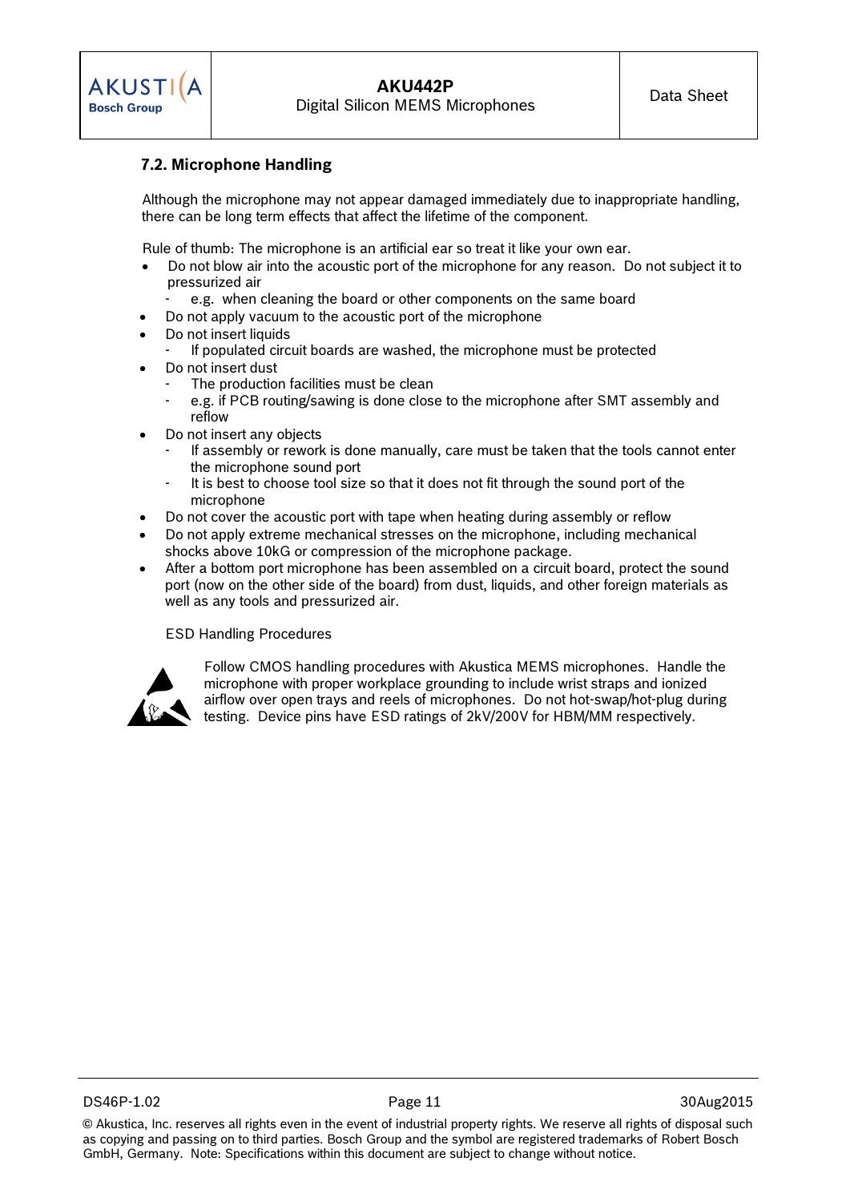## 7.2. Microphone Handling

Although the microphone may not appear damaged immediately due to inappropriate handling, there can be long term effects that affect the lifetime of the component.

Rule of thumb: The microphone is an artificial ear so treat it like your own ear.

- Do not blow air into the acoustic port of the microphone for any reason. Do not subject it to pressurized air
  - e.g. when cleaning the board or other components on the same board
- Do not apply vacuum to the acoustic port of the microphone
- Do not insert liquids
  - If populated circuit boards are washed, the microphone must be protected
- Do not insert dust
  - The production facilities must be clean
  - e.g. if PCB routing/sawing is done close to the microphone after SMT assembly and reflow
- Do not insert any objects
  - If assembly or rework is done manually, care must be taken that the tools cannot enter the microphone sound port
  - It is best to choose tool size so that it does not fit through the sound port of the microphone
- Do not cover the acoustic port with tape when heating during assembly or reflow
- Do not apply extreme mechanical stresses on the microphone, including mechanical shocks above 10kG or compression of the microphone package.
- After a bottom port microphone has been assembled on a circuit board, protect the sound port (now on the other side of the board) from dust, liquids, and other foreign materials as well as any tools and pressurized air.

ESD Handling Procedures

Follow CMOS handling procedures with Akustica MEMS microphones. Handle the microphone with proper workplace grounding to include wrist straps and ionized airflow over open trays and reels of microphones. Do not hot-swap/hot-plug during testing. Device pins have ESD ratings of 2kV/200V for HBM/MM respectively.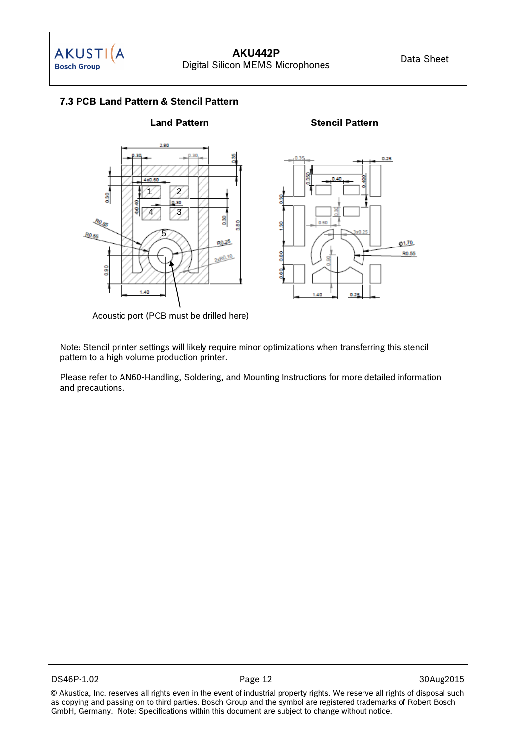### 7.3 PCB Land Pattern & Stencil Pattern

**Land Pattern** **Stencil Pattern**

Acoustic port (PCB must be drilled here)

Note: Stencil printer settings will likely require minor optimizations when transferring this stencil pattern to a high volume production printer.

Please refer to AN60-Handling, Soldering, and Mounting Instructions for more detailed information and precautions.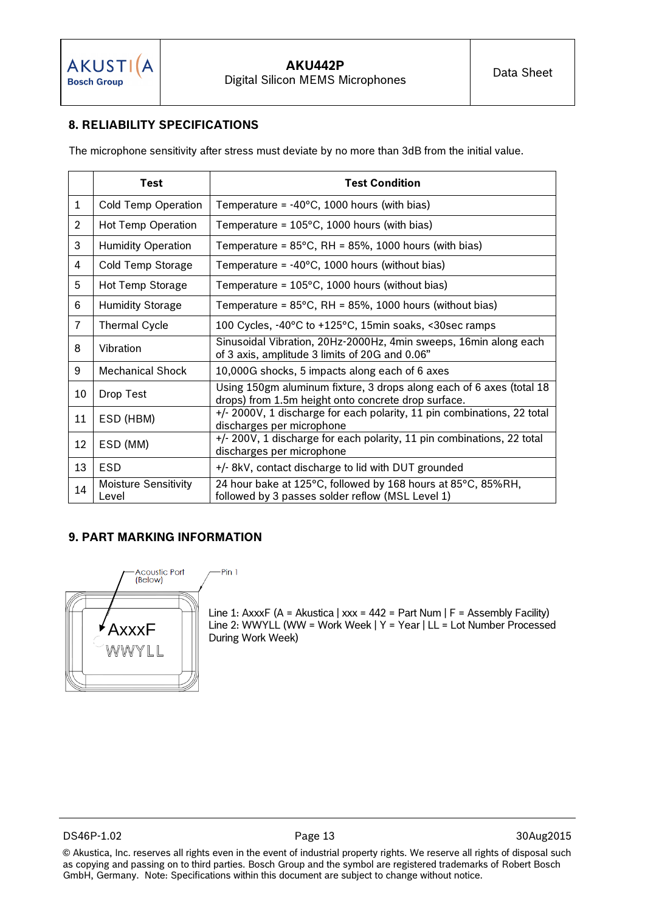## 8. RELIABILITY SPECIFICATIONS

The microphone sensitivity after stress must deviate by no more than 3dB from the initial value.

| | Test | Test Condition |
|---|---|---|
| 1 | Cold Temp Operation | Temperature = -40°C, 1000 hours (with bias) |
| 2 | Hot Temp Operation | Temperature = 105°C, 1000 hours (with bias) |
| 3 | Humidity Operation | Temperature = 85°C, RH = 85%, 1000 hours (with bias) |
| 4 | Cold Temp Storage | Temperature = -40°C, 1000 hours (without bias) |
| 5 | Hot Temp Storage | Temperature = 105°C, 1000 hours (without bias) |
| 6 | Humidity Storage | Temperature = 85°C, RH = 85%, 1000 hours (without bias) |
| 7 | Thermal Cycle | 100 Cycles, -40°C to +125°C, 15min soaks, <30sec ramps |
| 8 | Vibration | Sinusoidal Vibration, 20Hz-2000Hz, 4min sweeps, 16min along each of 3 axis, amplitude 3 limits of 20G and 0.06” |
| 9 | Mechanical Shock | 10,000G shocks, 5 impacts along each of 6 axes |
| 10 | Drop Test | Using 150gm aluminum fixture, 3 drops along each of 6 axes (total 18 drops) from 1.5m height onto concrete drop surface. |
| 11 | ESD (HBM) | +/- 2000V, 1 discharge for each polarity, 11 pin combinations, 22 total discharges per microphone |
| 12 | ESD (MM) | +/- 200V, 1 discharge for each polarity, 11 pin combinations, 22 total discharges per microphone |
| 13 | ESD | +/- 8kV, contact discharge to lid with DUT grounded |
| 14 | Moisture Sensitivity Level | 24 hour bake at 125°C, followed by 168 hours at 85°C, 85%RH, followed by 3 passes solder reflow (MSL Level 1) |

## 9. PART MARKING INFORMATION

Acoustic Port (Below)

Pin 1

AxxxF
WWYLL

Line 1: AxxxF (A = Akustica | xxx = 442 = Part Num | F = Assembly Facility)
Line 2: WWYLL (WW = Work Week | Y = Year | LL = Lot Number Processed During Work Week)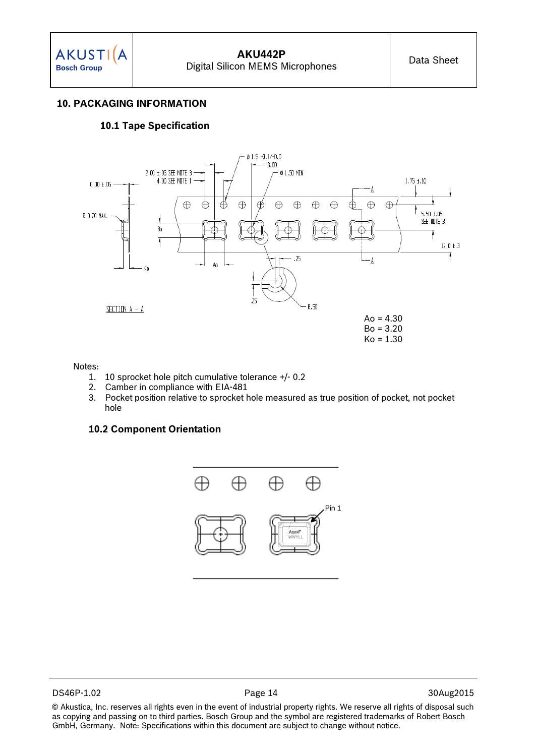## 10. PACKAGING INFORMATION

### 10.1 Tape Specification

Ao = 4.30
Bo = 3.20
Ko = 1.30

Notes:

1. 10 sprocket hole pitch cumulative tolerance +/- 0.2
2. Camber in compliance with EIA-481
3. Pocket position relative to sprocket hole measured as true position of pocket, not pocket hole

### 10.2 Component Orientation

DS46P-1.02 | Page 14 | 30Aug2015

© Akustica, Inc. reserves all rights even in the event of industrial property rights. We reserve all rights of disposal such as copying and passing on to third parties. Bosch Group and the symbol are registered trademarks of Robert Bosch GmbH, Germany. Note: Specifications within this document are subject to change without notice.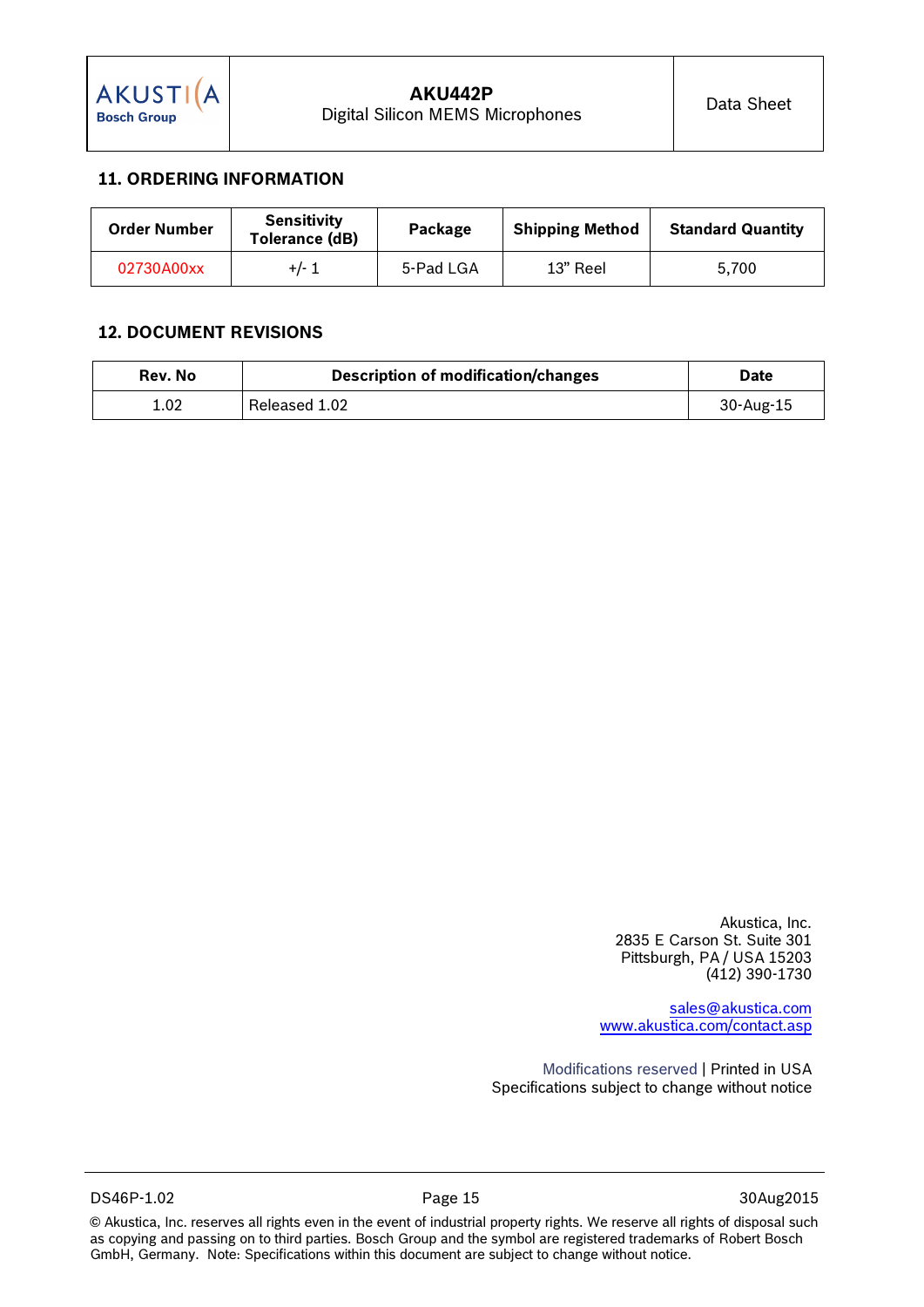## 11. ORDERING INFORMATION

| Order Number | Sensitivity Tolerance (dB) | Package | Shipping Method | Standard Quantity |
|---|---|---|---|---|
| 02730A00xx | +/- 1 | 5-Pad LGA | 13" Reel | 5,700 |

## 12. DOCUMENT REVISIONS

| Rev. No | Description of modification/changes | Date |
|---|---|---|
| 1.02 | Released 1.02 | 30-Aug-15 |

Akustica, Inc.
2835 E Carson St. Suite 301
Pittsburgh, PA / USA 15203
(412) 390-1730

sales@akustica.com
www.akustica.com/contact.asp

Modifications reserved | Printed in USA
Specifications subject to change without notice

© Akustica, Inc. reserves all rights even in the event of industrial property rights. We reserve all rights of disposal such as copying and passing on to third parties. Bosch Group and the symbol are registered trademarks of Robert Bosch GmbH, Germany. Note: Specifications within this document are subject to change without notice.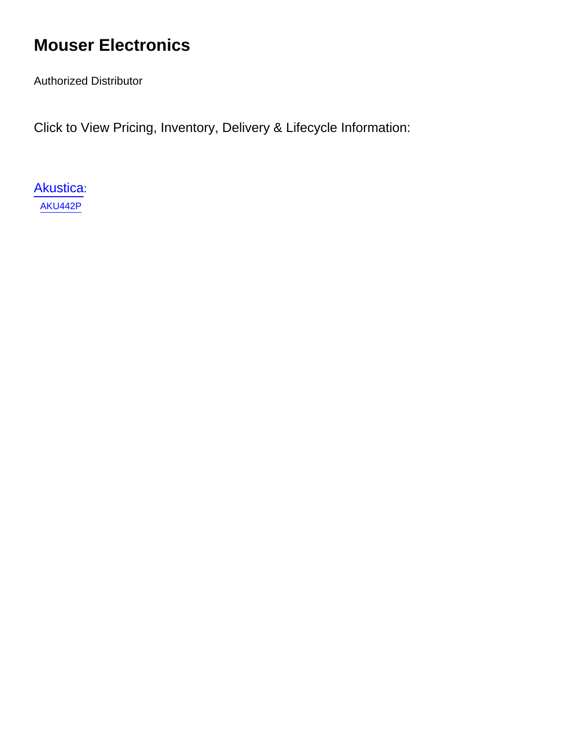# Mouser Electronics

Authorized Distributor

Click to View Pricing, Inventory, Delivery & Lifecycle Information:

Akustica:

AKU442P